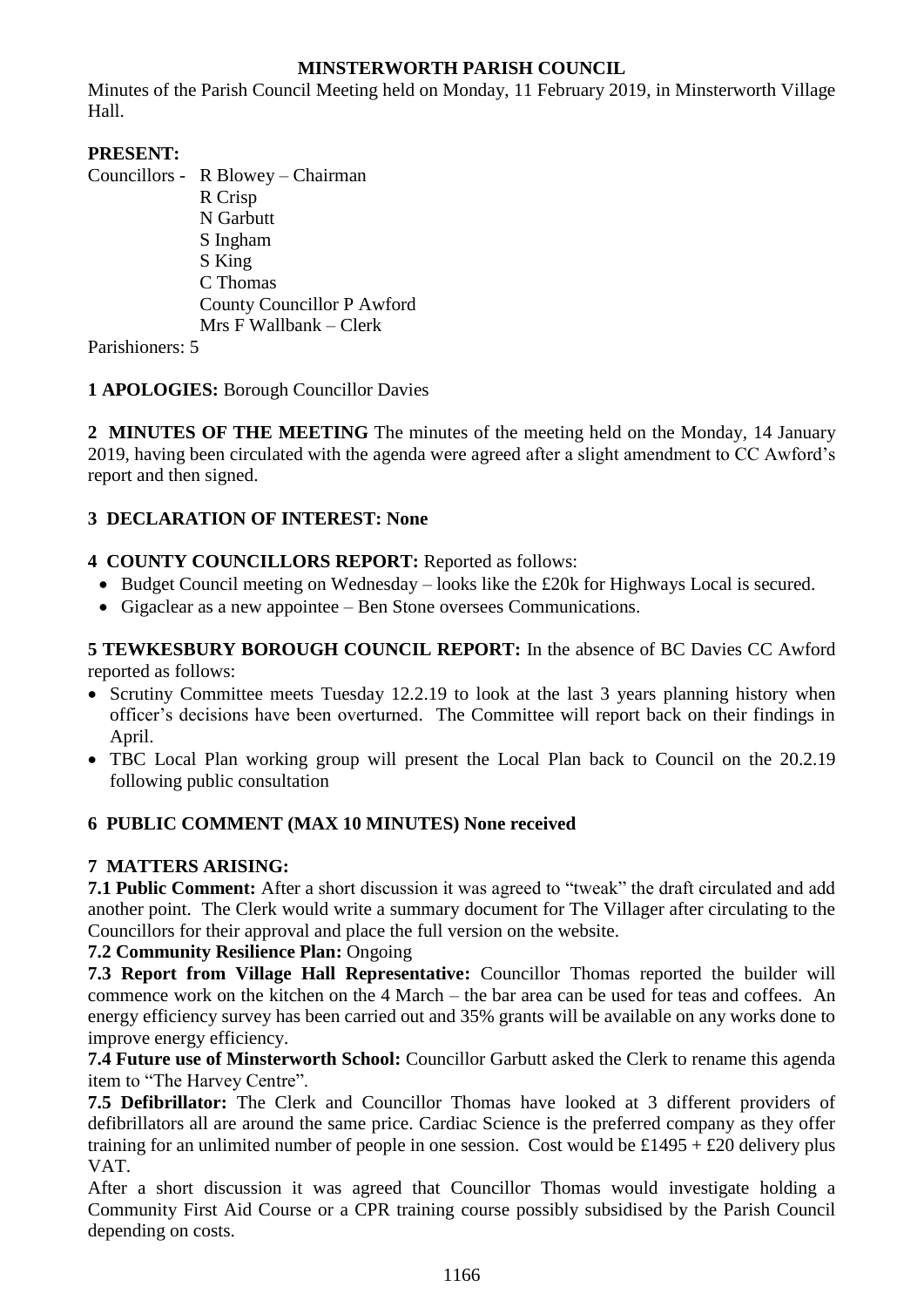# MINSTERWORTH PARISH COUNCIL

Minutes of the Parish Council Meeting held on Monday, 11 February 2019, in Minsterworth Village Hall.

**PRESENT:**

Councillors - R Blowey – Chairman
R Crisp
N Garbutt
S Ingham
S King
C Thomas
County Councillor P Awford
Mrs F Wallbank – Clerk

Parishioners: 5

**1 APOLOGIES:** Borough Councillor Davies

**2 MINUTES OF THE MEETING** The minutes of the meeting held on the Monday, 14 January 2019, having been circulated with the agenda were agreed after a slight amendment to CC Awford's report and then signed.

**3 DECLARATION OF INTEREST: None**

**4 COUNTY COUNCILLORS REPORT:** Reported as follows:

- Budget Council meeting on Wednesday – looks like the £20k for Highways Local is secured.
- Gigaclear as a new appointee – Ben Stone oversees Communications.

**5 TEWKESBURY BOROUGH COUNCIL REPORT:** In the absence of BC Davies CC Awford reported as follows:

- Scrutiny Committee meets Tuesday 12.2.19 to look at the last 3 years planning history when officer's decisions have been overturned. The Committee will report back on their findings in April.
- TBC Local Plan working group will present the Local Plan back to Council on the 20.2.19 following public consultation

**6 PUBLIC COMMENT (MAX 10 MINUTES) None received**

**7 MATTERS ARISING:**

**7.1 Public Comment:** After a short discussion it was agreed to "tweak" the draft circulated and add another point. The Clerk would write a summary document for The Villager after circulating to the Councillors for their approval and place the full version on the website.

**7.2 Community Resilience Plan:** Ongoing

**7.3 Report from Village Hall Representative:** Councillor Thomas reported the builder will commence work on the kitchen on the 4 March – the bar area can be used for teas and coffees. An energy efficiency survey has been carried out and 35% grants will be available on any works done to improve energy efficiency.

**7.4 Future use of Minsterworth School:** Councillor Garbutt asked the Clerk to rename this agenda item to "The Harvey Centre".

**7.5 Defibrillator:** The Clerk and Councillor Thomas have looked at 3 different providers of defibrillators all are around the same price. Cardiac Science is the preferred company as they offer training for an unlimited number of people in one session. Cost would be £1495 + £20 delivery plus VAT.

After a short discussion it was agreed that Councillor Thomas would investigate holding a Community First Aid Course or a CPR training course possibly subsidised by the Parish Council depending on costs.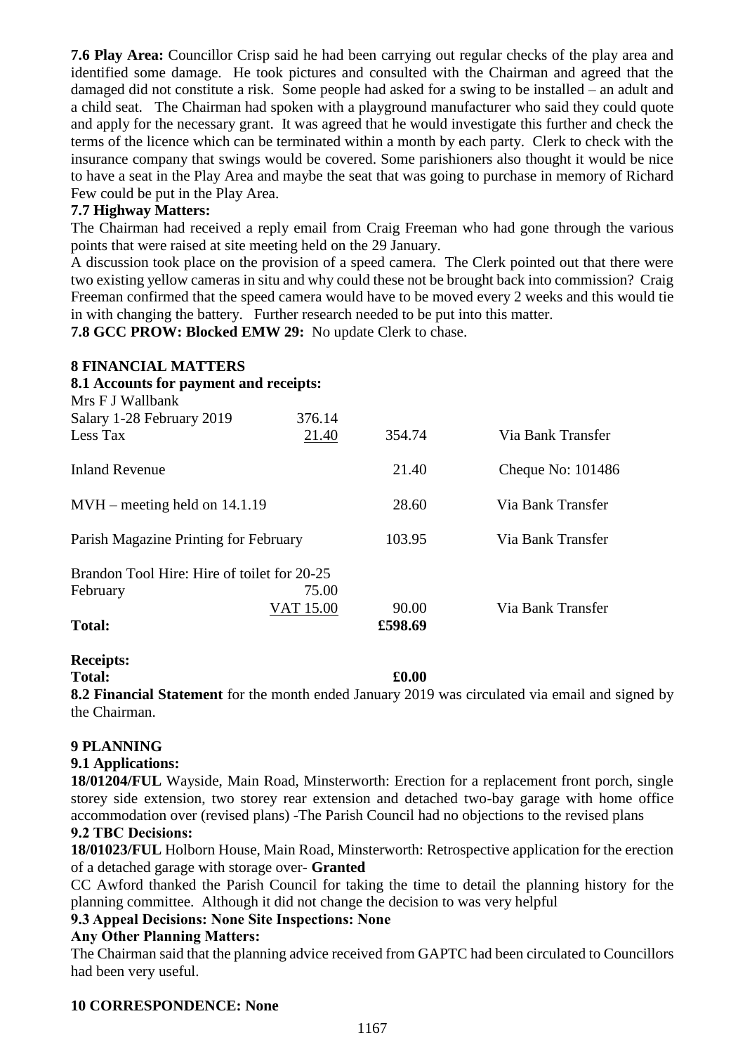**7.6 Play Area:** Councillor Crisp said he had been carrying out regular checks of the play area and identified some damage. He took pictures and consulted with the Chairman and agreed that the damaged did not constitute a risk. Some people had asked for a swing to be installed – an adult and a child seat. The Chairman had spoken with a playground manufacturer who said they could quote and apply for the necessary grant. It was agreed that he would investigate this further and check the terms of the licence which can be terminated within a month by each party. Clerk to check with the insurance company that swings would be covered. Some parishioners also thought it would be nice to have a seat in the Play Area and maybe the seat that was going to purchase in memory of Richard Few could be put in the Play Area.

**7.7 Highway Matters:**

The Chairman had received a reply email from Craig Freeman who had gone through the various points that were raised at site meeting held on the 29 January.

A discussion took place on the provision of a speed camera. The Clerk pointed out that there were two existing yellow cameras in situ and why could these not be brought back into commission? Craig Freeman confirmed that the speed camera would have to be moved every 2 weeks and this would tie in with changing the battery. Further research needed to be put into this matter.

**7.8 GCC PROW: Blocked EMW 29:** No update Clerk to chase.

**8 FINANCIAL MATTERS**

**8.1 Accounts for payment and receipts:**

| | | | |
|---|---|---|---|
| Mrs F J Wallbank | | | |
| Salary 1-28 February 2019 | 376.14 | | |
| Less Tax | 21.40 | 354.74 | Via Bank Transfer |
| Inland Revenue | | 21.40 | Cheque No: 101486 |
| MVH – meeting held on 14.1.19 | | 28.60 | Via Bank Transfer |
| Parish Magazine Printing for February | | 103.95 | Via Bank Transfer |
| Brandon Tool Hire: Hire of toilet for 20-25 | | | |
| February | 75.00 | | |
| | VAT 15.00 | 90.00 | Via Bank Transfer |
| **Total:** | | **£598.69** | |

**Receipts:**

**Total:** **£0.00**

**8.2 Financial Statement** for the month ended January 2019 was circulated via email and signed by the Chairman.

**9 PLANNING**

**9.1 Applications:**

**18/01204/FUL** Wayside, Main Road, Minsterworth: Erection for a replacement front porch, single storey side extension, two storey rear extension and detached two-bay garage with home office accommodation over (revised plans) -The Parish Council had no objections to the revised plans

**9.2 TBC Decisions:**

**18/01023/FUL** Holborn House, Main Road, Minsterworth: Retrospective application for the erection of a detached garage with storage over- **Granted**

CC Awford thanked the Parish Council for taking the time to detail the planning history for the planning committee. Although it did not change the decision to was very helpful

**9.3 Appeal Decisions: None Site Inspections: None**

**Any Other Planning Matters:**

The Chairman said that the planning advice received from GAPTC had been circulated to Councillors had been very useful.

**10 CORRESPONDENCE: None**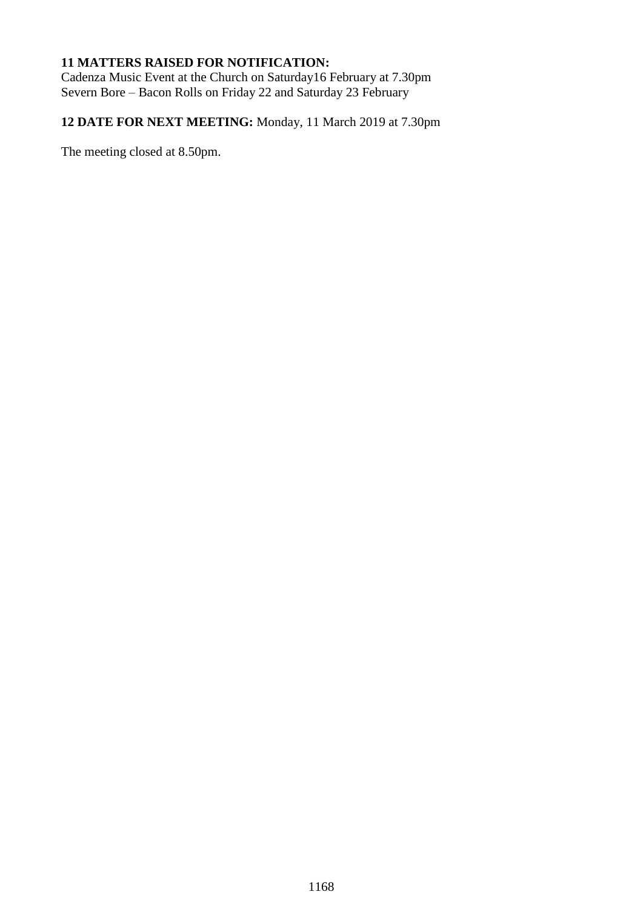**11 MATTERS RAISED FOR NOTIFICATION:**
Cadenza Music Event at the Church on Saturday16 February at 7.30pm
Severn Bore – Bacon Rolls on Friday 22 and Saturday 23 February

**12 DATE FOR NEXT MEETING:** Monday, 11 March 2019 at 7.30pm

The meeting closed at 8.50pm.